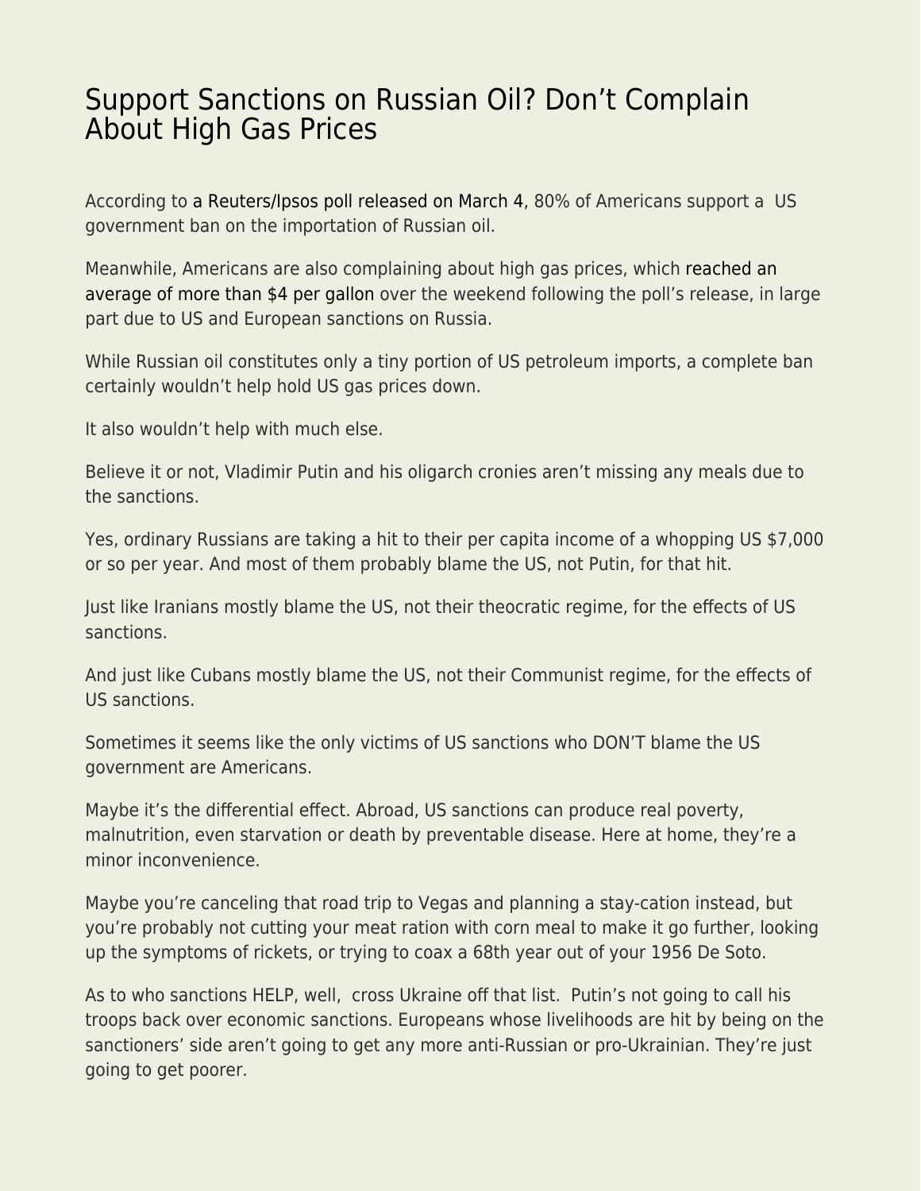# Support Sanctions on Russian Oil? Don't Complain About High Gas Prices

According to a Reuters/Ipsos poll released on March 4, 80% of Americans support a US government ban on the importation of Russian oil.

Meanwhile, Americans are also complaining about high gas prices, which reached an average of more than $4 per gallon over the weekend following the poll's release, in large part due to US and European sanctions on Russia.

While Russian oil constitutes only a tiny portion of US petroleum imports, a complete ban certainly wouldn't help hold US gas prices down.

It also wouldn't help with much else.

Believe it or not, Vladimir Putin and his oligarch cronies aren't missing any meals due to the sanctions.

Yes, ordinary Russians are taking a hit to their per capita income of a whopping US $7,000 or so per year. And most of them probably blame the US, not Putin, for that hit.

Just like Iranians mostly blame the US, not their theocratic regime, for the effects of US sanctions.

And just like Cubans mostly blame the US, not their Communist regime, for the effects of US sanctions.

Sometimes it seems like the only victims of US sanctions who DON'T blame the US government are Americans.

Maybe it's the differential effect. Abroad, US sanctions can produce real poverty, malnutrition, even starvation or death by preventable disease. Here at home, they're a minor inconvenience.

Maybe you're canceling that road trip to Vegas and planning a stay-cation instead, but you're probably not cutting your meat ration with corn meal to make it go further, looking up the symptoms of rickets, or trying to coax a 68th year out of your 1956 De Soto.

As to who sanctions HELP, well, cross Ukraine off that list. Putin's not going to call his troops back over economic sanctions. Europeans whose livelihoods are hit by being on the sanctioners' side aren't going to get any more anti-Russian or pro-Ukrainian. They're just going to get poorer.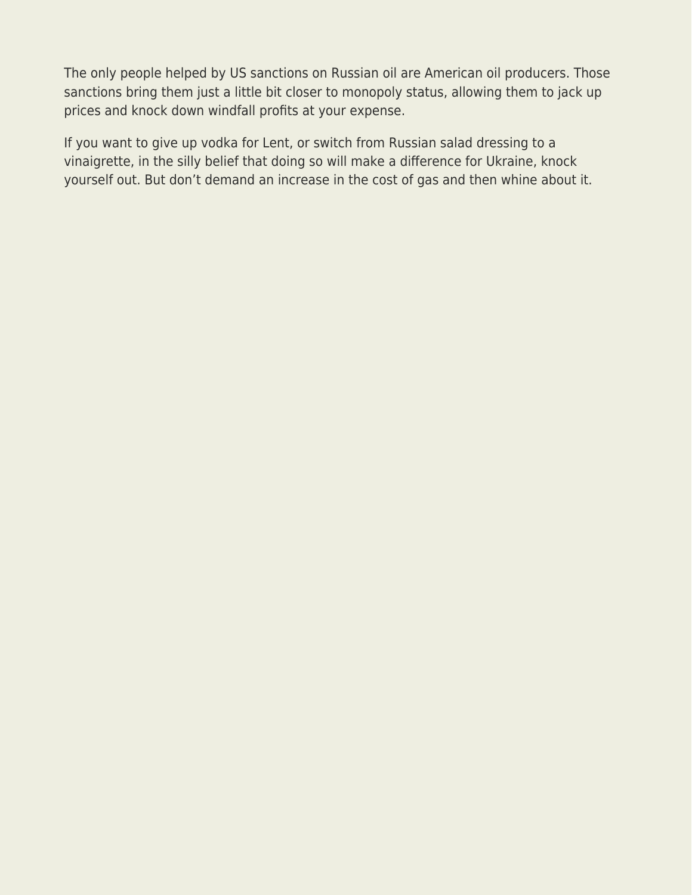The only people helped by US sanctions on Russian oil are American oil producers. Those sanctions bring them just a little bit closer to monopoly status, allowing them to jack up prices and knock down windfall profits at your expense.

If you want to give up vodka for Lent, or switch from Russian salad dressing to a vinaigrette, in the silly belief that doing so will make a difference for Ukraine, knock yourself out. But don't demand an increase in the cost of gas and then whine about it.